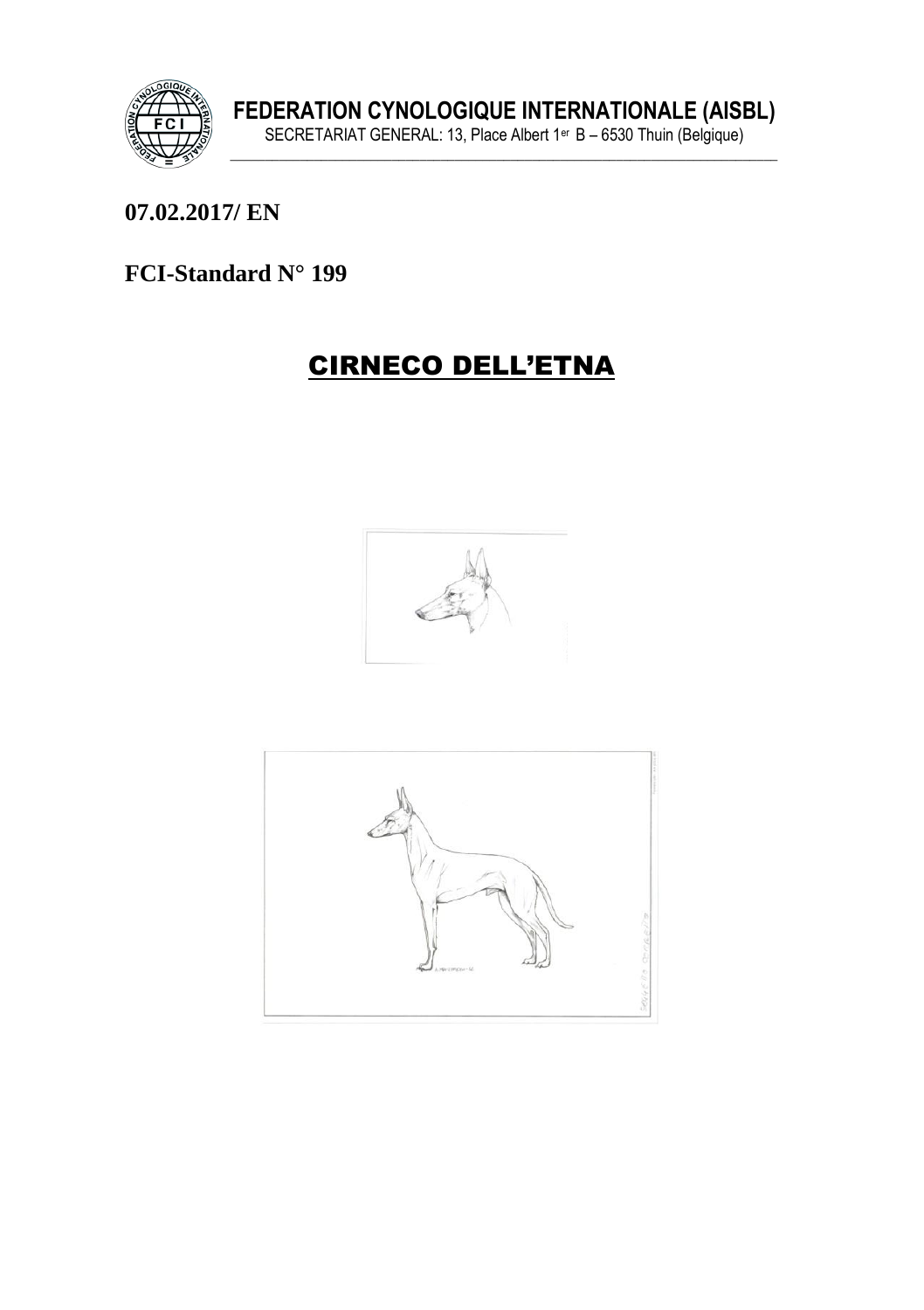**FEDERATION CYNOLOGIQUE INTERNATIONALE (AISBL)**

SECRETARIAT GENERAL: 13, Place Albert 1er B – 6530 Thuin (Belgique)

**07.02.2017/ EN**

**FCI-Standard N° 199**

# CIRNECO DELL'ETNA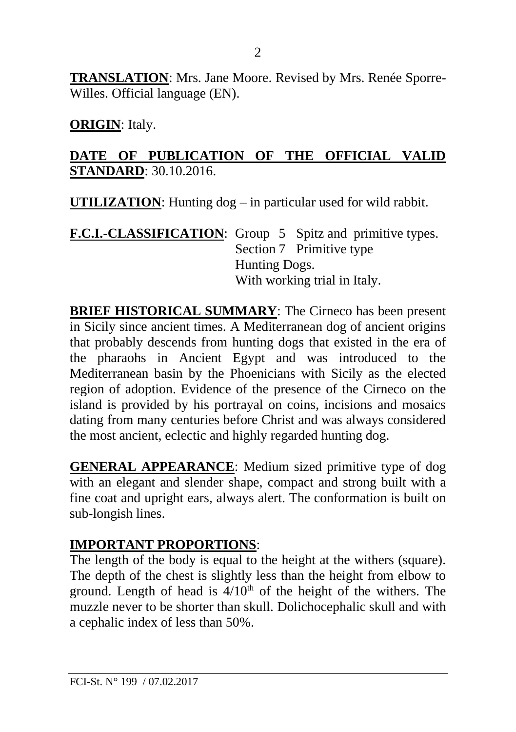**TRANSLATION**: Mrs. Jane Moore. Revised by Mrs. Renée Sporre-Willes. Official language (EN).

**ORIGIN**: Italy.

**DATE OF PUBLICATION OF THE OFFICIAL VALID STANDARD**: 30.10.2016.

**UTILIZATION**: Hunting dog – in particular used for wild rabbit.

**F.C.I.-CLASSIFICATION**: Group 5 Spitz and primitive types.
Section 7 Primitive type
Hunting Dogs.
With working trial in Italy.

**BRIEF HISTORICAL SUMMARY**: The Cirneco has been present in Sicily since ancient times. A Mediterranean dog of ancient origins that probably descends from hunting dogs that existed in the era of the pharaohs in Ancient Egypt and was introduced to the Mediterranean basin by the Phoenicians with Sicily as the elected region of adoption. Evidence of the presence of the Cirneco on the island is provided by his portrayal on coins, incisions and mosaics dating from many centuries before Christ and was always considered the most ancient, eclectic and highly regarded hunting dog.

**GENERAL APPEARANCE**: Medium sized primitive type of dog with an elegant and slender shape, compact and strong built with a fine coat and upright ears, always alert. The conformation is built on sub-longish lines.

**IMPORTANT PROPORTIONS**:
The length of the body is equal to the height at the withers (square). The depth of the chest is slightly less than the height from elbow to ground. Length of head is $4/10^{th}$ of the height of the withers. The muzzle never to be shorter than skull. Dolichocephalic skull and with a cephalic index of less than 50%.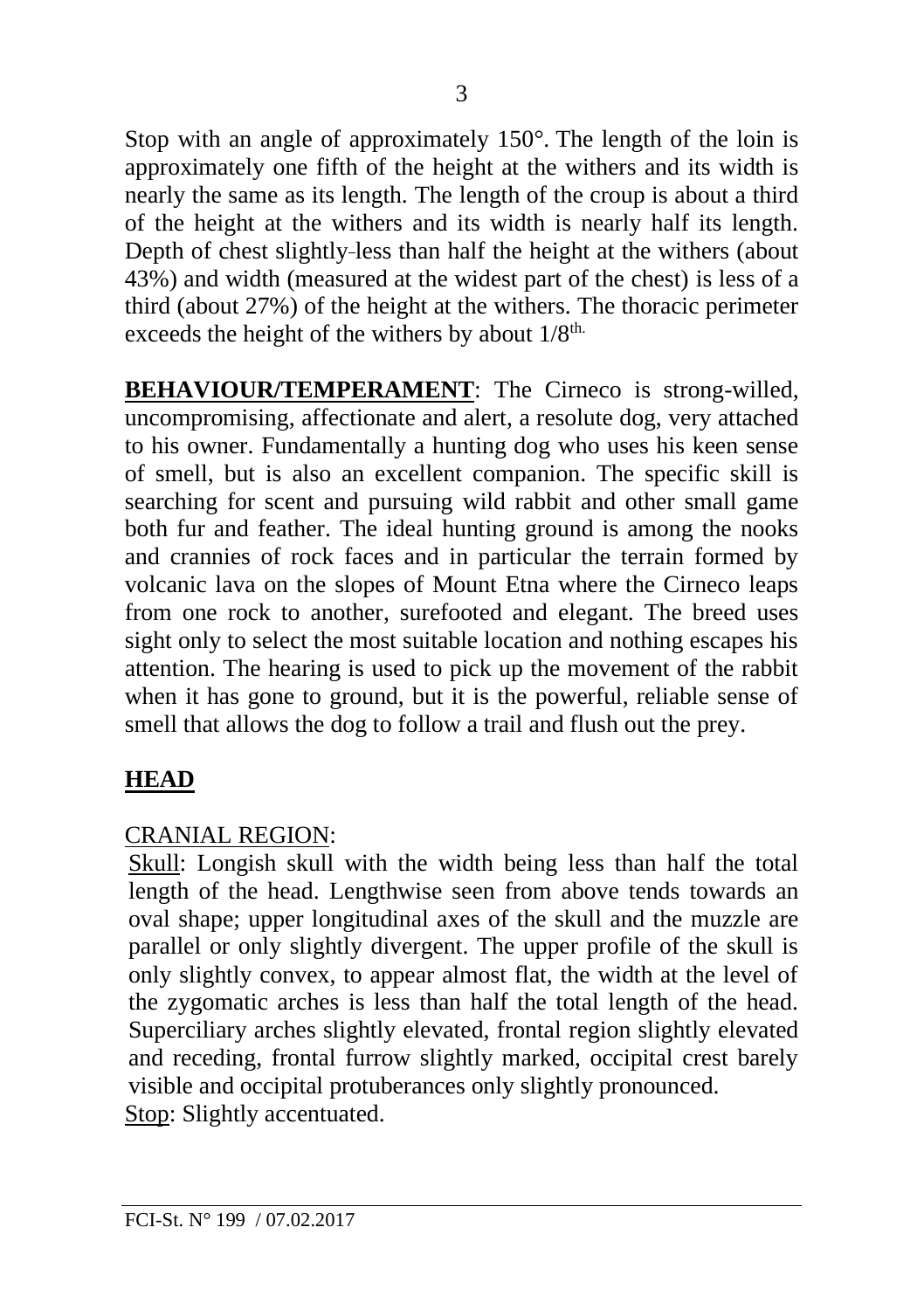Stop with an angle of approximately 150°. The length of the loin is approximately one fifth of the height at the withers and its width is nearly the same as its length. The length of the croup is about a third of the height at the withers and its width is nearly half its length. Depth of chest slightly less than half the height at the withers (about 43%) and width (measured at the widest part of the chest) is less of a third (about 27%) of the height at the withers. The thoracic perimeter exceeds the height of the withers by about 1/8th.

**BEHAVIOUR/TEMPERAMENT**: The Cirneco is strong-willed, uncompromising, affectionate and alert, a resolute dog, very attached to his owner. Fundamentally a hunting dog who uses his keen sense of smell, but is also an excellent companion. The specific skill is searching for scent and pursuing wild rabbit and other small game both fur and feather. The ideal hunting ground is among the nooks and crannies of rock faces and in particular the terrain formed by volcanic lava on the slopes of Mount Etna where the Cirneco leaps from one rock to another, surefooted and elegant. The breed uses sight only to select the most suitable location and nothing escapes his attention. The hearing is used to pick up the movement of the rabbit when it has gone to ground, but it is the powerful, reliable sense of smell that allows the dog to follow a trail and flush out the prey.

## HEAD

CRANIAL REGION:

Skull: Longish skull with the width being less than half the total length of the head. Lengthwise seen from above tends towards an oval shape; upper longitudinal axes of the skull and the muzzle are parallel or only slightly divergent. The upper profile of the skull is only slightly convex, to appear almost flat, the width at the level of the zygomatic arches is less than half the total length of the head. Superciliary arches slightly elevated, frontal region slightly elevated and receding, frontal furrow slightly marked, occipital crest barely visible and occipital protuberances only slightly pronounced.

Stop: Slightly accentuated.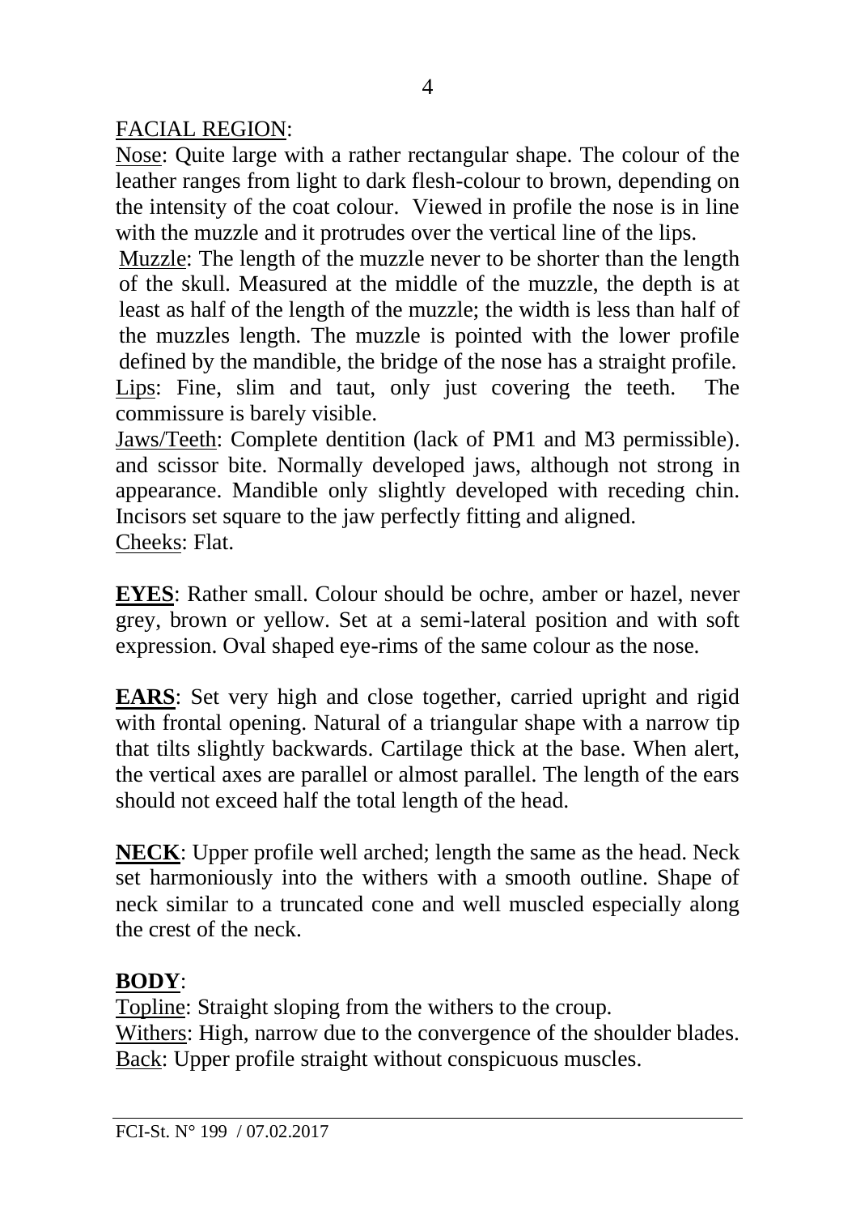FACIAL REGION:

Nose: Quite large with a rather rectangular shape. The colour of the leather ranges from light to dark flesh-colour to brown, depending on the intensity of the coat colour. Viewed in profile the nose is in line with the muzzle and it protrudes over the vertical line of the lips.

Muzzle: The length of the muzzle never to be shorter than the length of the skull. Measured at the middle of the muzzle, the depth is at least as half of the length of the muzzle; the width is less than half of the muzzles length. The muzzle is pointed with the lower profile defined by the mandible, the bridge of the nose has a straight profile.

Lips: Fine, slim and taut, only just covering the teeth. The commissure is barely visible.

Jaws/Teeth: Complete dentition (lack of PM1 and M3 permissible). and scissor bite. Normally developed jaws, although not strong in appearance. Mandible only slightly developed with receding chin. Incisors set square to the jaw perfectly fitting and aligned.

Cheeks: Flat.

**EYES**: Rather small. Colour should be ochre, amber or hazel, never grey, brown or yellow. Set at a semi-lateral position and with soft expression. Oval shaped eye-rims of the same colour as the nose.

**EARS**: Set very high and close together, carried upright and rigid with frontal opening. Natural of a triangular shape with a narrow tip that tilts slightly backwards. Cartilage thick at the base. When alert, the vertical axes are parallel or almost parallel. The length of the ears should not exceed half the total length of the head.

**NECK**: Upper profile well arched; length the same as the head. Neck set harmoniously into the withers with a smooth outline. Shape of neck similar to a truncated cone and well muscled especially along the crest of the neck.

**BODY**:

Topline: Straight sloping from the withers to the croup.

Withers: High, narrow due to the convergence of the shoulder blades.

Back: Upper profile straight without conspicuous muscles.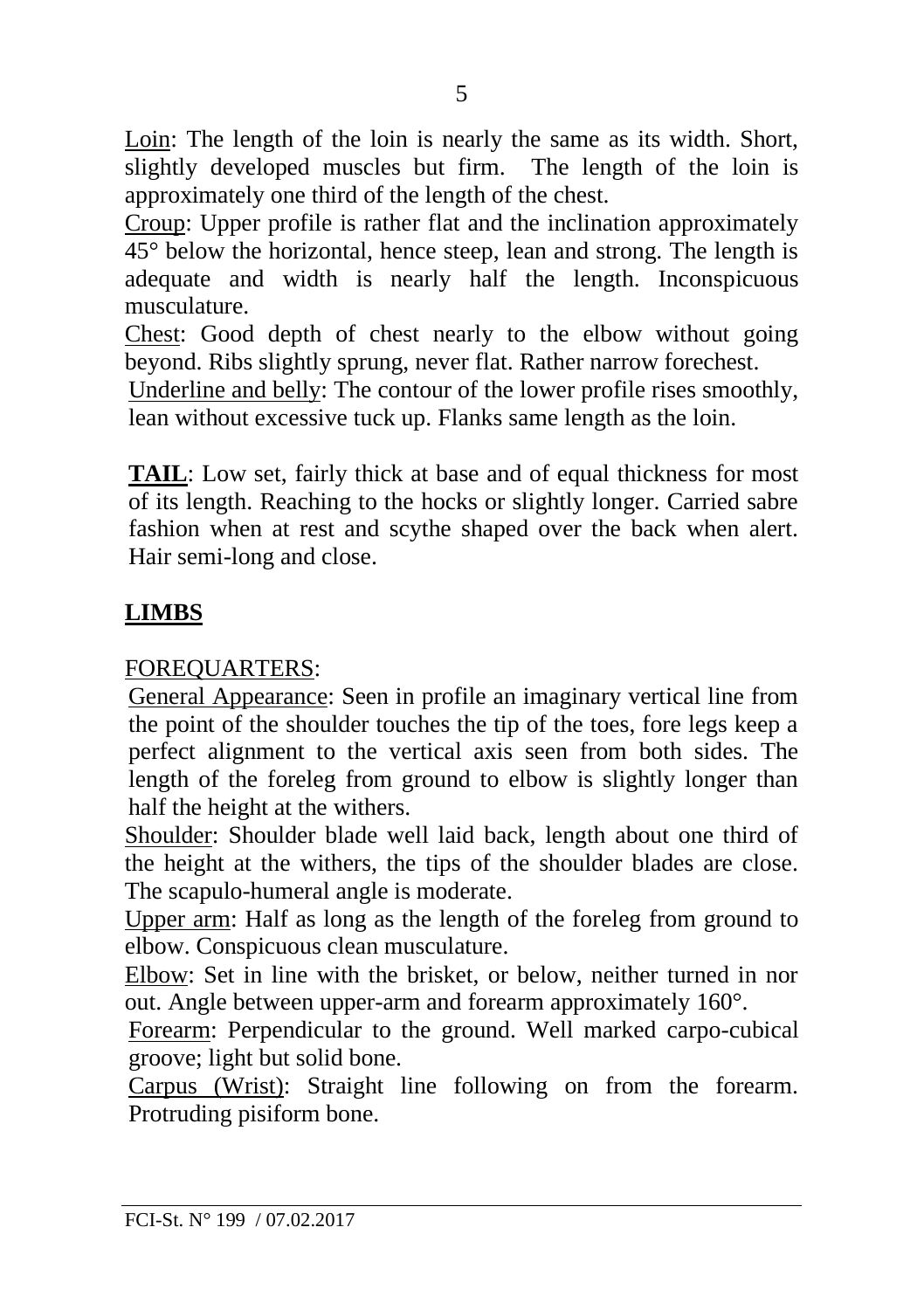Loin: The length of the loin is nearly the same as its width. Short, slightly developed muscles but firm. The length of the loin is approximately one third of the length of the chest.

Croup: Upper profile is rather flat and the inclination approximately 45° below the horizontal, hence steep, lean and strong. The length is adequate and width is nearly half the length. Inconspicuous musculature.

Chest: Good depth of chest nearly to the elbow without going beyond. Ribs slightly sprung, never flat. Rather narrow forechest.

Underline and belly: The contour of the lower profile rises smoothly, lean without excessive tuck up. Flanks same length as the loin.

**TAIL**: Low set, fairly thick at base and of equal thickness for most of its length. Reaching to the hocks or slightly longer. Carried sabre fashion when at rest and scythe shaped over the back when alert. Hair semi-long and close.

## LIMBS

FOREQUARTERS:

General Appearance: Seen in profile an imaginary vertical line from the point of the shoulder touches the tip of the toes, fore legs keep a perfect alignment to the vertical axis seen from both sides. The length of the foreleg from ground to elbow is slightly longer than half the height at the withers.

Shoulder: Shoulder blade well laid back, length about one third of the height at the withers, the tips of the shoulder blades are close. The scapulo-humeral angle is moderate.

Upper arm: Half as long as the length of the foreleg from ground to elbow. Conspicuous clean musculature.

Elbow: Set in line with the brisket, or below, neither turned in nor out. Angle between upper-arm and forearm approximately 160°.

Forearm: Perpendicular to the ground. Well marked carpo-cubical groove; light but solid bone.

Carpus (Wrist): Straight line following on from the forearm. Protruding pisiform bone.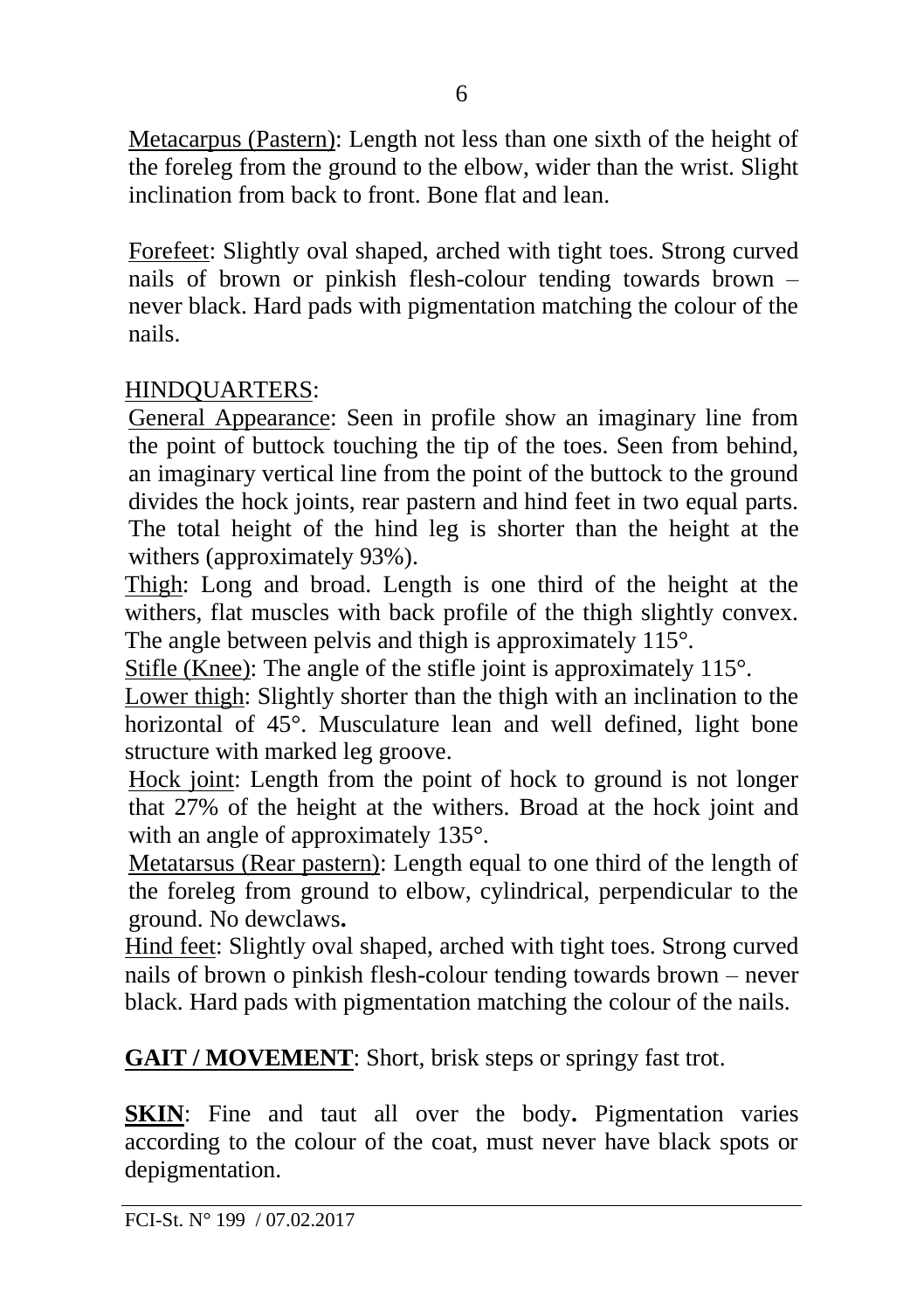Metacarpus (Pastern): Length not less than one sixth of the height of the foreleg from the ground to the elbow, wider than the wrist. Slight inclination from back to front. Bone flat and lean.

Forefeet: Slightly oval shaped, arched with tight toes. Strong curved nails of brown or pinkish flesh-colour tending towards brown – never black. Hard pads with pigmentation matching the colour of the nails.

HINDQUARTERS:

General Appearance: Seen in profile show an imaginary line from the point of buttock touching the tip of the toes. Seen from behind, an imaginary vertical line from the point of the buttock to the ground divides the hock joints, rear pastern and hind feet in two equal parts. The total height of the hind leg is shorter than the height at the withers (approximately 93%).

Thigh: Long and broad. Length is one third of the height at the withers, flat muscles with back profile of the thigh slightly convex. The angle between pelvis and thigh is approximately 115°.

Stifle (Knee): The angle of the stifle joint is approximately 115°.

Lower thigh: Slightly shorter than the thigh with an inclination to the horizontal of 45°. Musculature lean and well defined, light bone structure with marked leg groove.

Hock joint: Length from the point of hock to ground is not longer that 27% of the height at the withers. Broad at the hock joint and with an angle of approximately 135°.

Metatarsus (Rear pastern): Length equal to one third of the length of the foreleg from ground to elbow, cylindrical, perpendicular to the ground. No dewclaws**.**

Hind feet: Slightly oval shaped, arched with tight toes. Strong curved nails of brown o pinkish flesh-colour tending towards brown – never black. Hard pads with pigmentation matching the colour of the nails.

**GAIT / MOVEMENT**: Short, brisk steps or springy fast trot.

**SKIN**: Fine and taut all over the body**.** Pigmentation varies according to the colour of the coat, must never have black spots or depigmentation.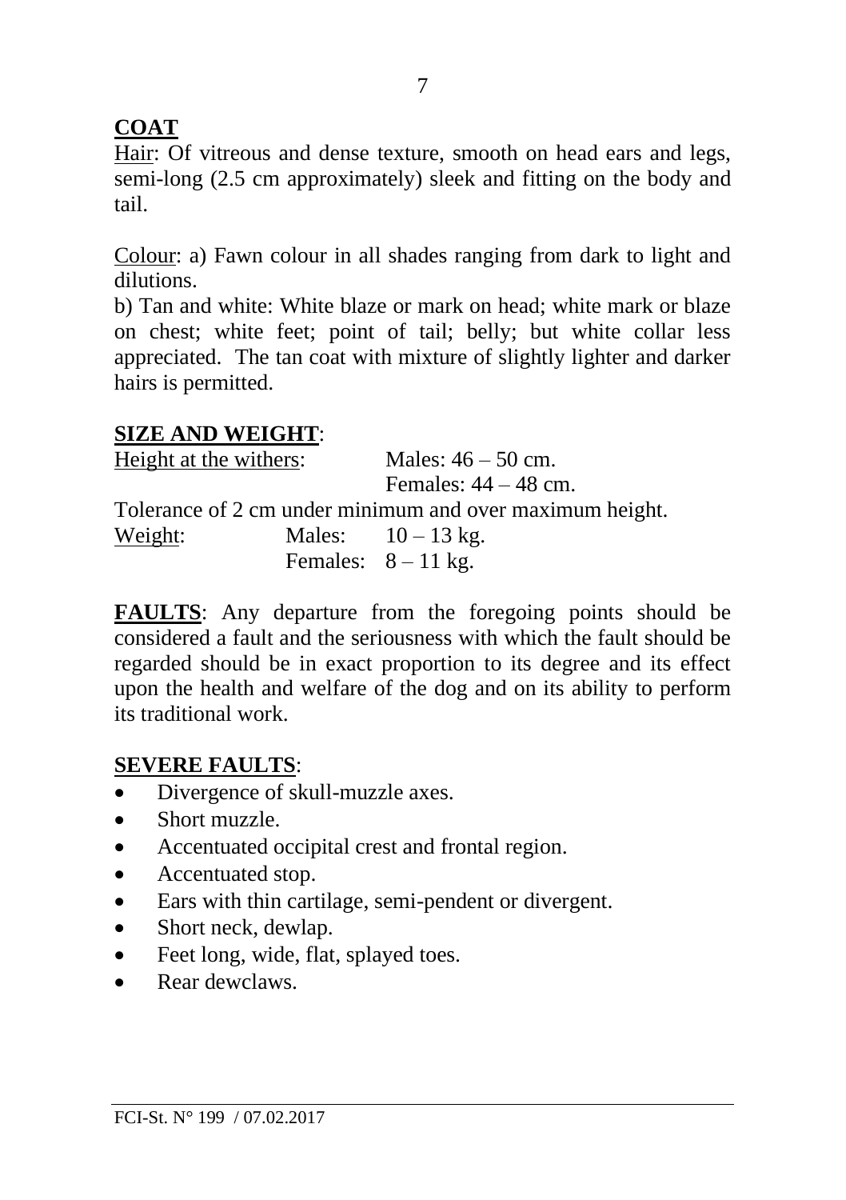## **COAT**

Hair: Of vitreous and dense texture, smooth on head ears and legs, semi-long (2.5 cm approximately) sleek and fitting on the body and tail.

Colour: a) Fawn colour in all shades ranging from dark to light and dilutions.

b) Tan and white: White blaze or mark on head; white mark or blaze on chest; white feet; point of tail; belly; but white collar less appreciated. The tan coat with mixture of slightly lighter and darker hairs is permitted.

## **SIZE AND WEIGHT**:

Height at the withers: Males: 46 – 50 cm.
Females: 44 – 48 cm.

Tolerance of 2 cm under minimum and over maximum height.

Weight: Males: 10 – 13 kg.
Females: 8 – 11 kg.

**FAULTS**: Any departure from the foregoing points should be considered a fault and the seriousness with which the fault should be regarded should be in exact proportion to its degree and its effect upon the health and welfare of the dog and on its ability to perform its traditional work.

## **SEVERE FAULTS**:

- Divergence of skull-muzzle axes.
- Short muzzle.
- Accentuated occipital crest and frontal region.
- Accentuated stop.
- Ears with thin cartilage, semi-pendent or divergent.
- Short neck, dewlap.
- Feet long, wide, flat, splayed toes.
- Rear dewclaws.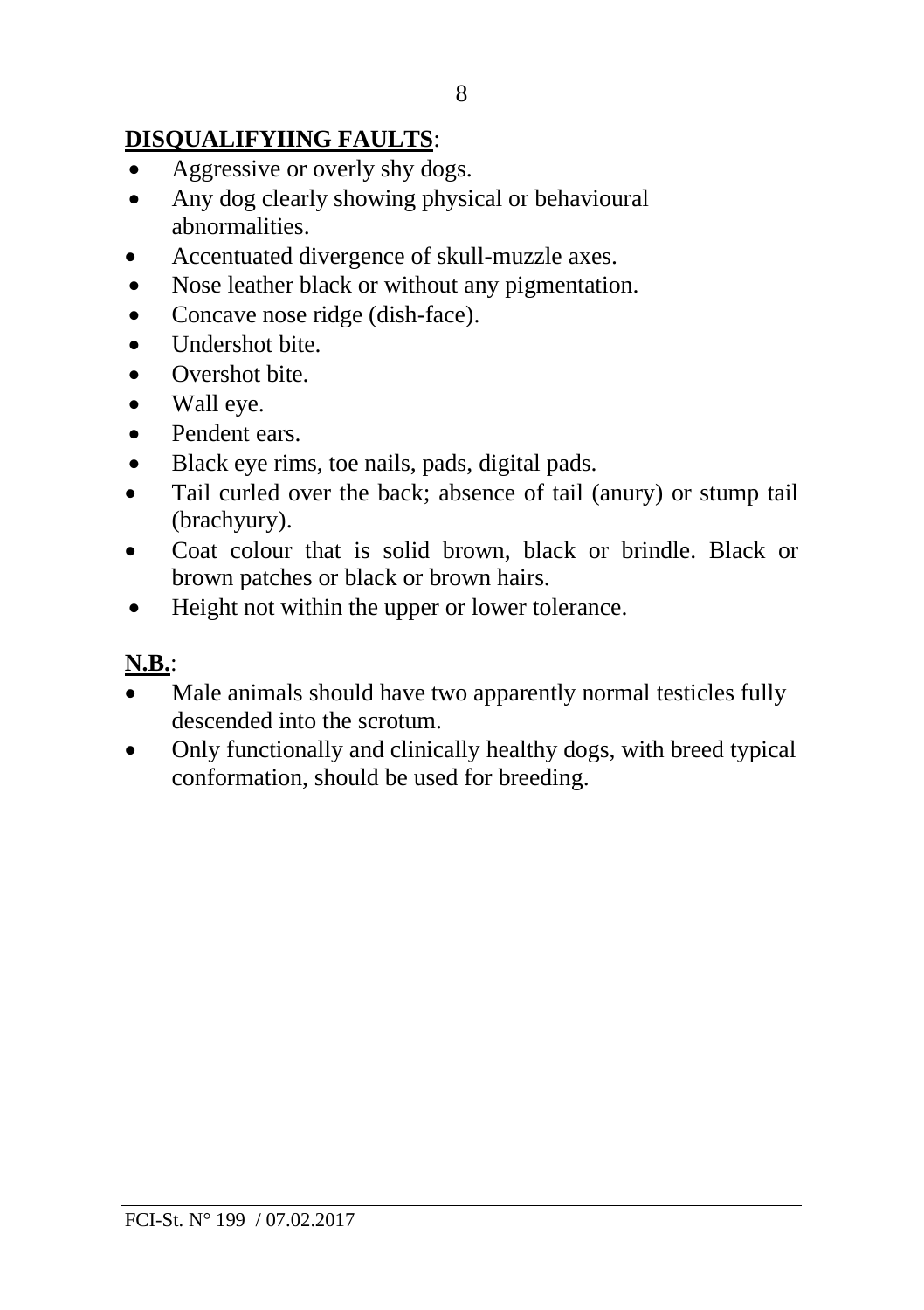**DISQUALIFYIING FAULTS**:

- Aggressive or overly shy dogs.
- Any dog clearly showing physical or behavioural abnormalities.
- Accentuated divergence of skull-muzzle axes.
- Nose leather black or without any pigmentation.
- Concave nose ridge (dish-face).
- Undershot bite.
- Overshot bite.
- Wall eye.
- Pendent ears.
- Black eye rims, toe nails, pads, digital pads.
- Tail curled over the back; absence of tail (anury) or stump tail (brachyury).
- Coat colour that is solid brown, black or brindle. Black or brown patches or black or brown hairs.
- Height not within the upper or lower tolerance.

**N.B.**:

- Male animals should have two apparently normal testicles fully descended into the scrotum.
- Only functionally and clinically healthy dogs, with breed typical conformation, should be used for breeding.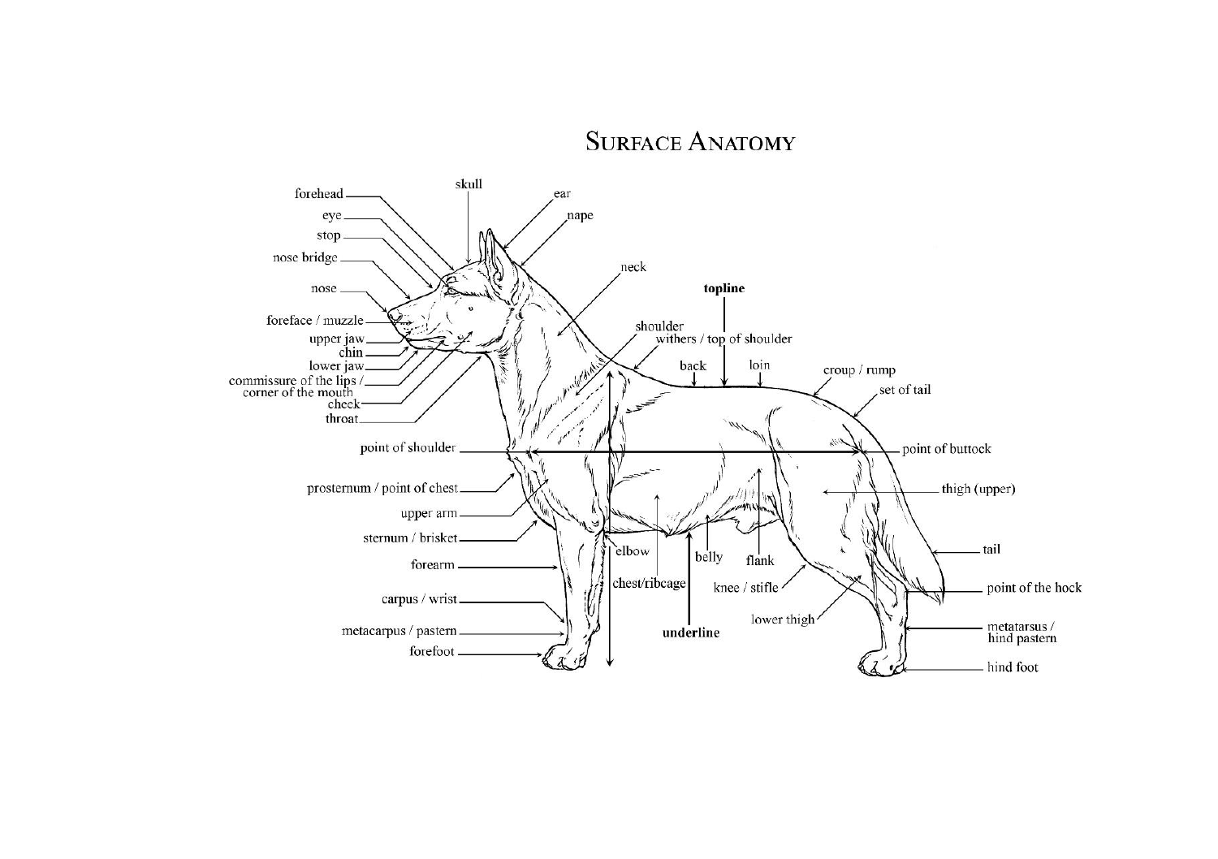# Surface Anatomy

forehead
eye
stop
nose bridge
nose
foreface / muzzle
upper jaw
chin
lower jaw
commissure of the lips / corner of the mouth
cheek
throat
skull
ear
nape
neck
topline
shoulder
withers / top of shoulder
back
loin
croup / rump
set of tail
point of shoulder
point of buttock
prosternum / point of chest
thigh (upper)
upper arm
sternum / brisket
elbow
belly
flank
tail
forearm
chest/ribcage
knee / stifle
point of the hock
carpus / wrist
lower thigh
metacarpus / pastern
underline
metatarsus / hind pastern
forefoot
hind foot